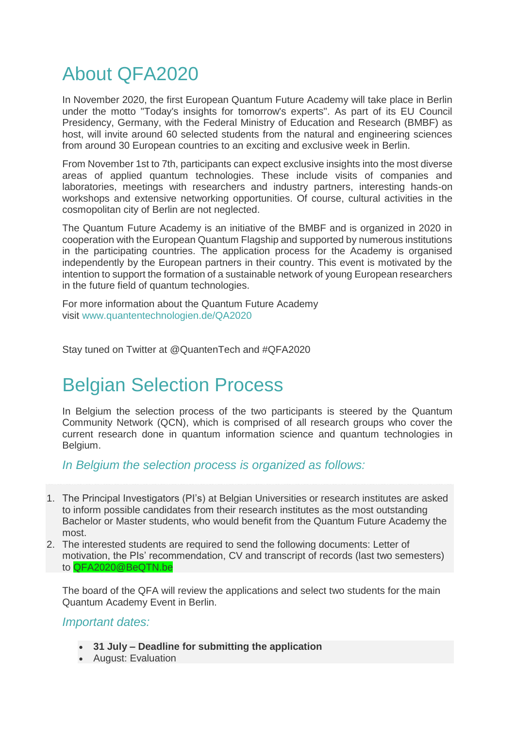# About QFA2020

In November 2020, the first European Quantum Future Academy will take place in Berlin under the motto "Today's insights for tomorrow's experts". As part of its EU Council Presidency, Germany, with the Federal Ministry of Education and Research (BMBF) as host, will invite around 60 selected students from the natural and engineering sciences from around 30 European countries to an exciting and exclusive week in Berlin.

From November 1st to 7th, participants can expect exclusive insights into the most diverse areas of applied quantum technologies. These include visits of companies and laboratories, meetings with researchers and industry partners, interesting hands-on workshops and extensive networking opportunities. Of course, cultural activities in the cosmopolitan city of Berlin are not neglected.

The Quantum Future Academy is an initiative of the BMBF and is organized in 2020 in cooperation with the European Quantum Flagship and supported by numerous institutions in the participating countries. The application process for the Academy is organised independently by the European partners in their country. This event is motivated by the intention to support the formation of a sustainable network of young European researchers in the future field of quantum technologies.

For more information about the Quantum Future Academy visit www.quantentechnologien.de/QA2020

Stay tuned on Twitter at @QuantenTech and #QFA2020

# Belgian Selection Process

In Belgium the selection process of the two participants is steered by the Quantum Community Network (QCN), which is comprised of all research groups who cover the current research done in quantum information science and quantum technologies in Belgium.

### *In Belgium the selection process is organized as follows:*

1. The Principal Investigators (PI's) at Belgian Universities or research institutes are asked to inform possible candidates from their research institutes as the most outstanding Bachelor or Master students, who would benefit from the Quantum Future Academy the most.
2. The interested students are required to send the following documents: Letter of motivation, the PIs' recommendation, CV and transcript of records (last two semesters) to QFA2020@BeQTN.be

The board of the QFA will review the applications and select two students for the main Quantum Academy Event in Berlin.

### *Important dates:*

- **31 July – Deadline for submitting the application**
- August: Evaluation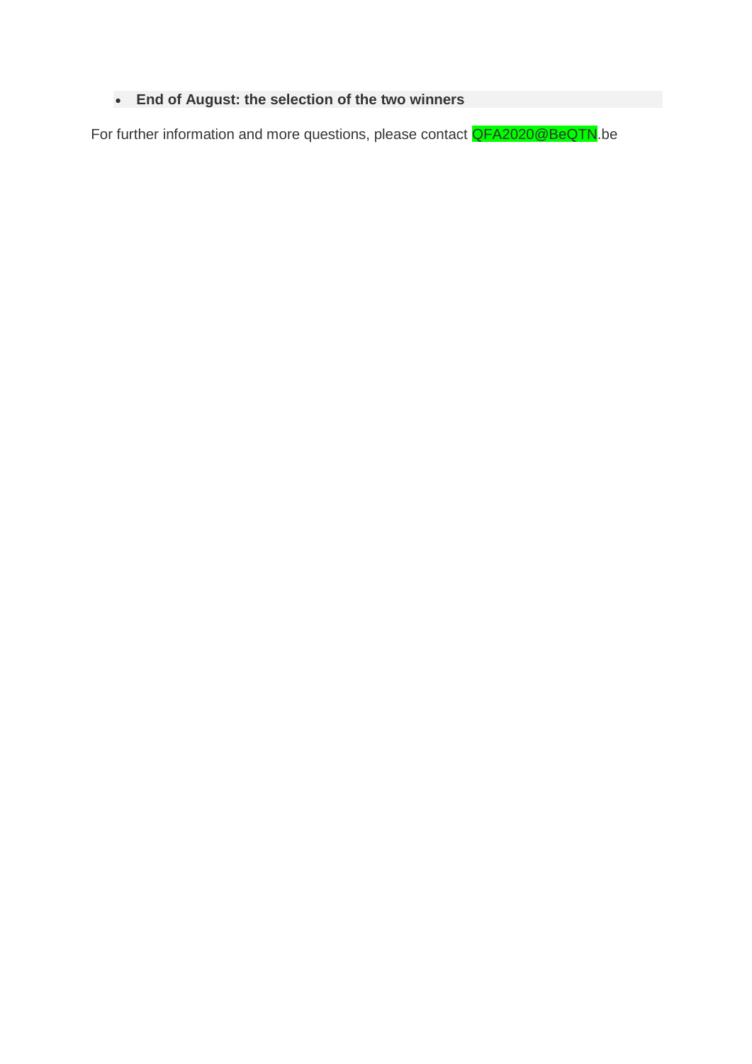- **End of August: the selection of the two winners**

For further information and more questions, please contact QFA2020@BeQTN.be